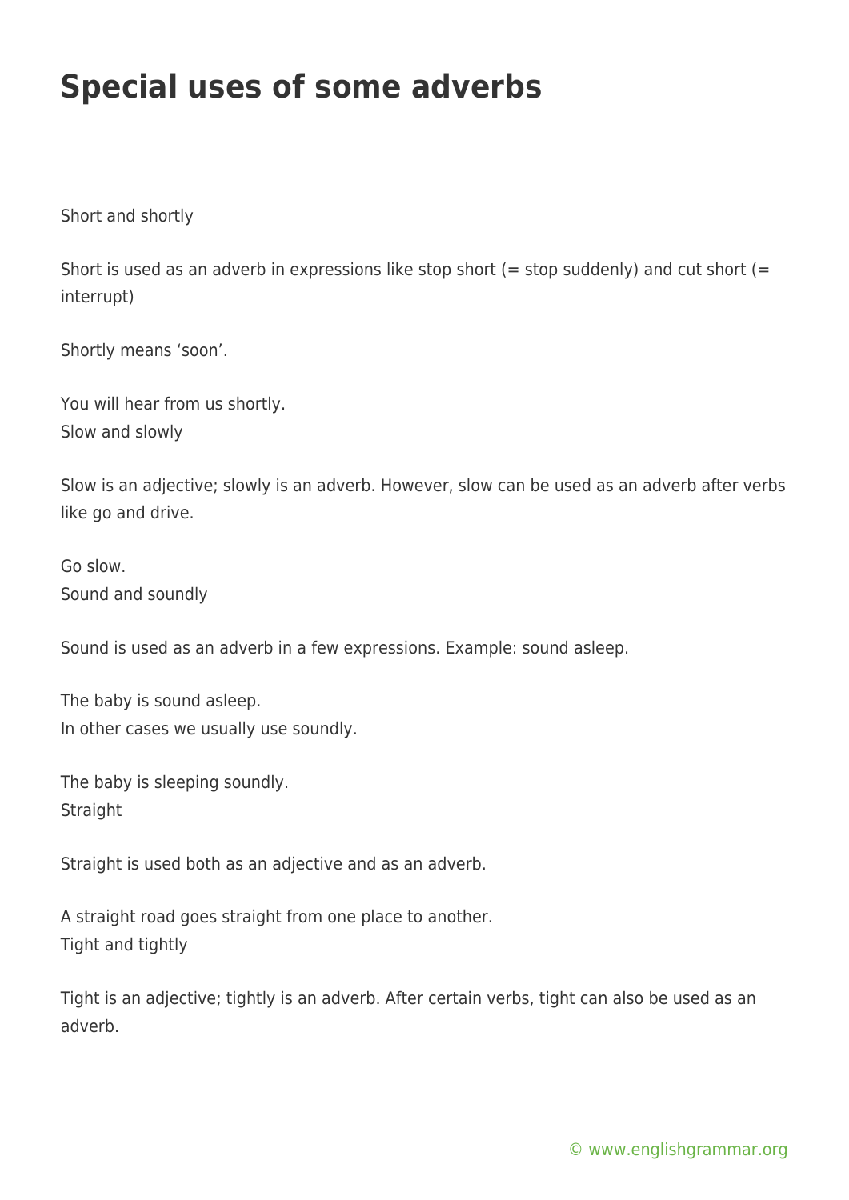# Special uses of some adverbs

Short and shortly

Short is used as an adverb in expressions like stop short (= stop suddenly) and cut short (= interrupt)

Shortly means 'soon'.

You will hear from us shortly.
Slow and slowly

Slow is an adjective; slowly is an adverb. However, slow can be used as an adverb after verbs like go and drive.

Go slow.
Sound and soundly

Sound is used as an adverb in a few expressions. Example: sound asleep.

The baby is sound asleep.
In other cases we usually use soundly.

The baby is sleeping soundly.
Straight

Straight is used both as an adjective and as an adverb.

A straight road goes straight from one place to another.
Tight and tightly

Tight is an adjective; tightly is an adverb. After certain verbs, tight can also be used as an adverb.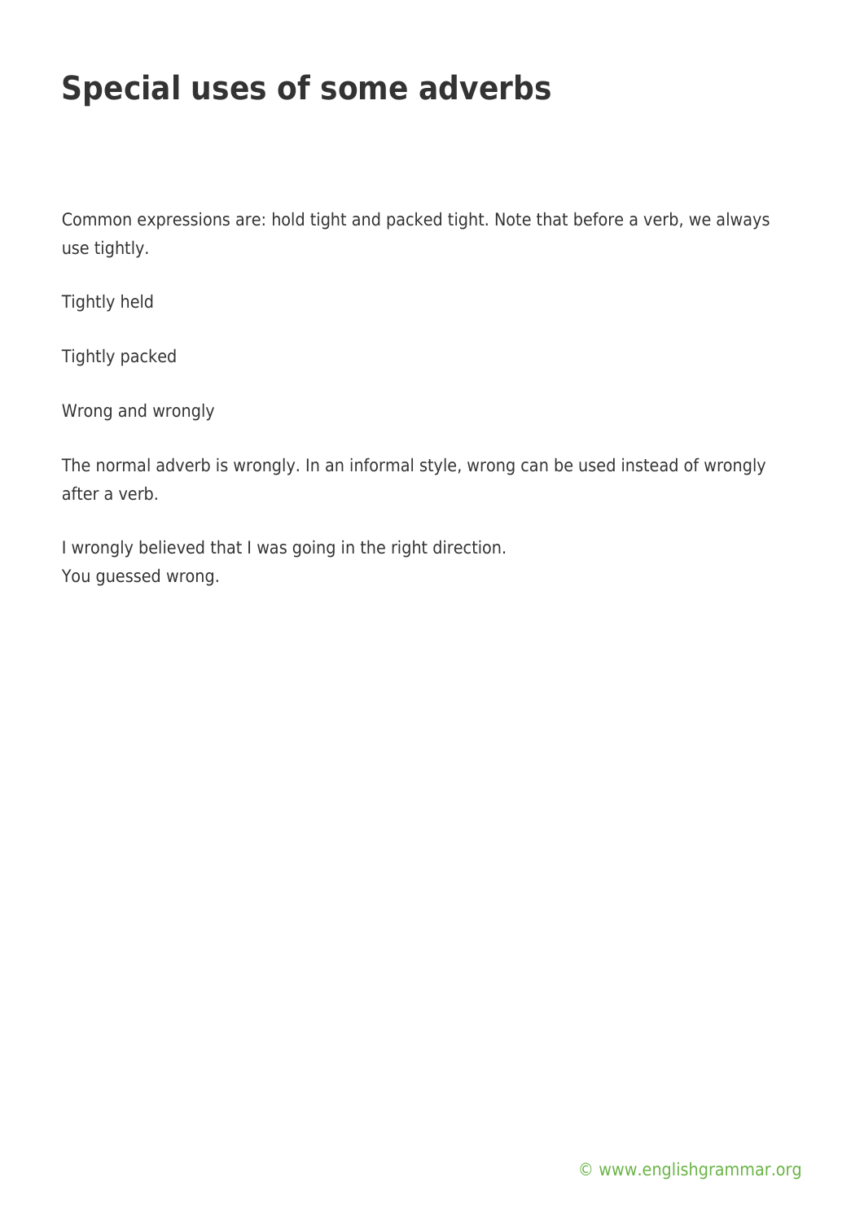# Special uses of some adverbs

Common expressions are: hold tight and packed tight. Note that before a verb, we always use tightly.

Tightly held

Tightly packed

Wrong and wrongly

The normal adverb is wrongly. In an informal style, wrong can be used instead of wrongly after a verb.

I wrongly believed that I was going in the right direction.
You guessed wrong.